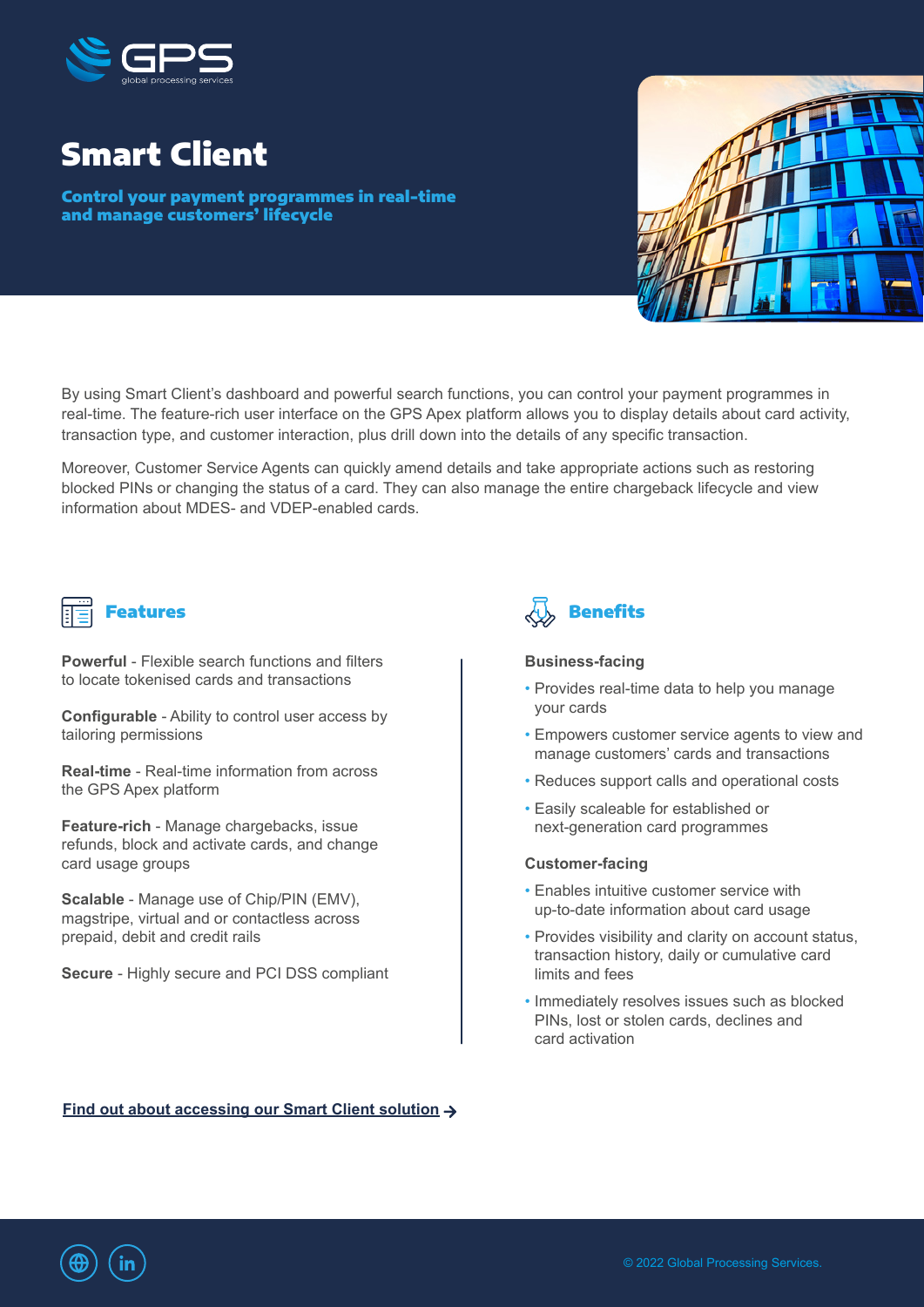GPS global processing services

# Smart Client

## Control your payment programmes in real-time and manage customers' lifecycle

By using Smart Client's dashboard and powerful search functions, you can control your payment programmes in real-time. The feature-rich user interface on the GPS Apex platform allows you to display details about card activity, transaction type, and customer interaction, plus drill down into the details of any specific transaction.

Moreover, Customer Service Agents can quickly amend details and take appropriate actions such as restoring blocked PINs or changing the status of a card. They can also manage the entire chargeback lifecycle and view information about MDES- and VDEP-enabled cards.

## Features

**Powerful** - Flexible search functions and filters to locate tokenised cards and transactions

**Configurable** - Ability to control user access by tailoring permissions

**Real-time** - Real-time information from across the GPS Apex platform

**Feature-rich** - Manage chargebacks, issue refunds, block and activate cards, and change card usage groups

**Scalable** - Manage use of Chip/PIN (EMV), magstripe, virtual and or contactless across prepaid, debit and credit rails

**Secure** - Highly secure and PCI DSS compliant

## Benefits

**Business-facing**

- Provides real-time data to help you manage your cards
- Empowers customer service agents to view and manage customers' cards and transactions
- Reduces support calls and operational costs
- Easily scaleable for established or next-generation card programmes

**Customer-facing**

- Enables intuitive customer service with up-to-date information about card usage
- Provides visibility and clarity on account status, transaction history, daily or cumulative card limits and fees
- Immediately resolves issues such as blocked PINs, lost or stolen cards, declines and card activation

Find out about accessing our Smart Client solution →

© 2022 Global Processing Services.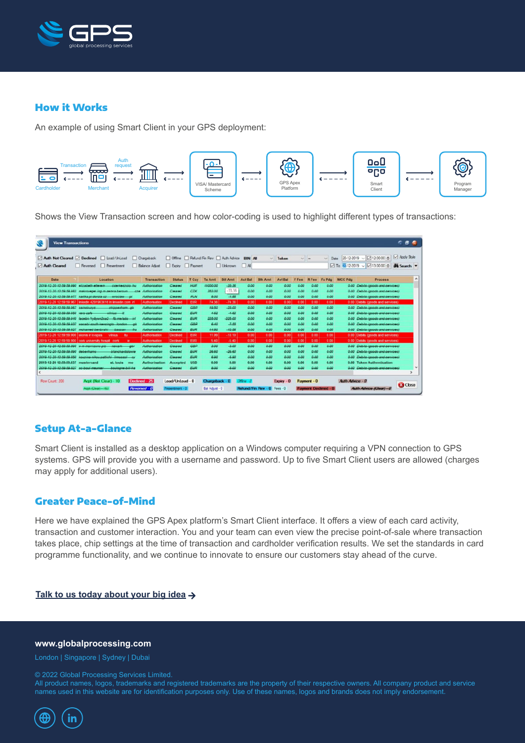## How it Works

An example of using Smart Client in your GPS deployment:

Cardholder
Transaction
Merchant
Auth request
Acquirer
VISA/ Mastercard Scheme
GPS Apex Platform
Smart Client
Program Manager

Shows the View Transaction screen and how color-coding is used to highlight different types of transactions:

## Setup At-a-Glance

Smart Client is installed as a desktop application on a Windows computer requiring a VPN connection to GPS systems. GPS will provide you with a username and password. Up to five Smart Client users are allowed (charges may apply for additional users).

## Greater Peace-of-Mind

Here we have explained the GPS Apex platform's Smart Client interface. It offers a view of each card activity, transaction and customer interaction. You and your team can even view the precise point-of-sale where transaction takes place, chip settings at the time of transaction and cardholder verification results. We set the standards in card programme functionality, and we continue to innovate to ensure our customers stay ahead of the curve.

**Talk to us today about your big idea →**

**www.globalprocessing.com**

London | Singapore | Sydney | Dubai

© 2022 Global Processing Services Limited.
All product names, logos, trademarks and registered trademarks are the property of their respective owners. All company product and service names used in this website are for identification purposes only. Use of these names, logos and brands does not imply endorsement.